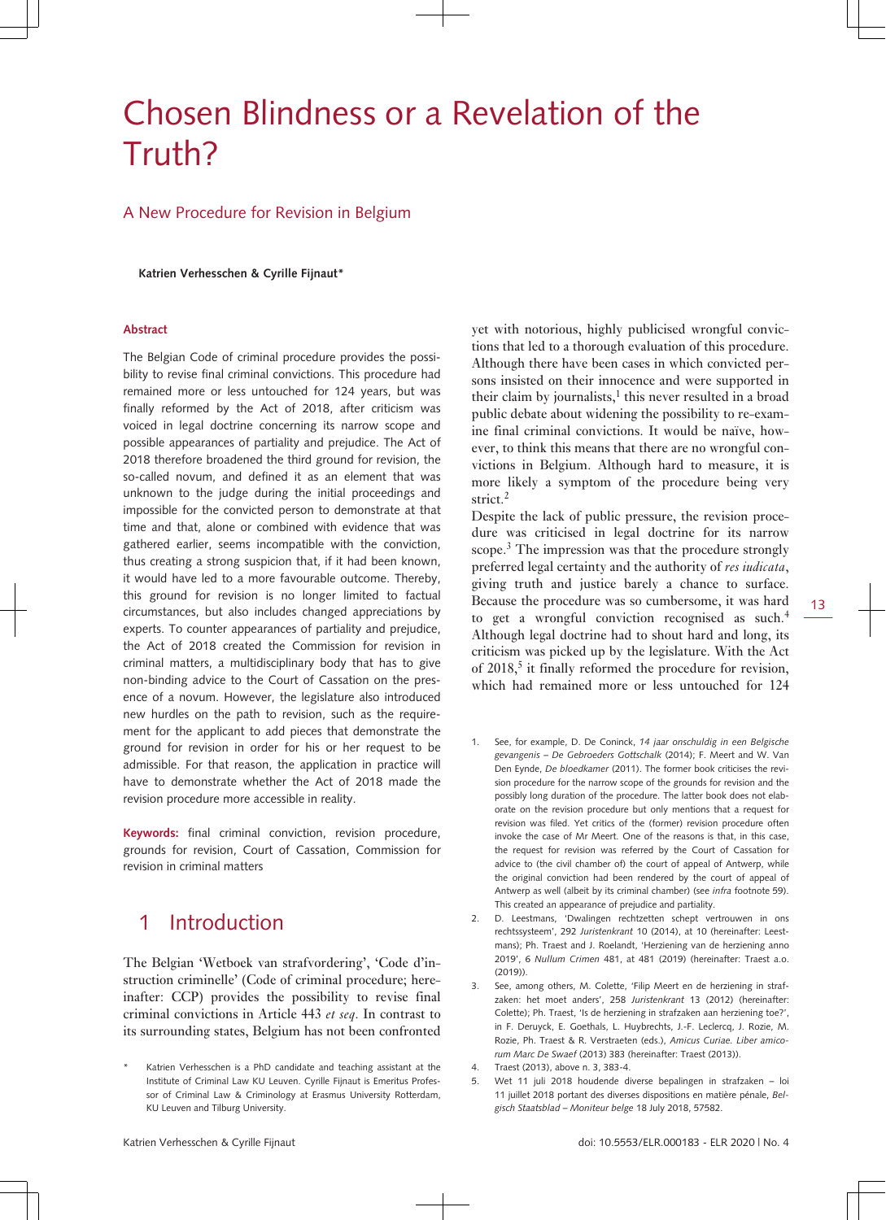# Chosen Blindness or a Revelation of the Truth?

## A New Procedure for Revision in Belgium

**Katrien Verhesschen & Cyrille Fijnaut***

**Abstract**

The Belgian Code of criminal procedure provides the possibility to revise final criminal convictions. This procedure had remained more or less untouched for 124 years, but was finally reformed by the Act of 2018, after criticism was voiced in legal doctrine concerning its narrow scope and possible appearances of partiality and prejudice. The Act of 2018 therefore broadened the third ground for revision, the so-called novum, and defined it as an element that was unknown to the judge during the initial proceedings and impossible for the convicted person to demonstrate at that time and that, alone or combined with evidence that was gathered earlier, seems incompatible with the conviction, thus creating a strong suspicion that, if it had been known, it would have led to a more favourable outcome. Thereby, this ground for revision is no longer limited to factual circumstances, but also includes changed appreciations by experts. To counter appearances of partiality and prejudice, the Act of 2018 created the Commission for revision in criminal matters, a multidisciplinary body that has to give non-binding advice to the Court of Cassation on the presence of a novum. However, the legislature also introduced new hurdles on the path to revision, such as the requirement for the applicant to add pieces that demonstrate the ground for revision in order for his or her request to be admissible. For that reason, the application in practice will have to demonstrate whether the Act of 2018 made the revision procedure more accessible in reality.

**Keywords:** final criminal conviction, revision procedure, grounds for revision, Court of Cassation, Commission for revision in criminal matters

## 1 Introduction

The Belgian 'Wetboek van strafvordering', 'Code d'instruction criminelle' (Code of criminal procedure; hereinafter: CCP) provides the possibility to revise final criminal convictions in Article 443 *et seq*. In contrast to its surrounding states, Belgium has not been confronted yet with notorious, highly publicised wrongful convictions that led to a thorough evaluation of this procedure. Although there have been cases in which convicted persons insisted on their innocence and were supported in their claim by journalists,[1] this never resulted in a broad public debate about widening the possibility to re-examine final criminal convictions. It would be naïve, however, to think this means that there are no wrongful convictions in Belgium. Although hard to measure, it is more likely a symptom of the procedure being very strict.[2]

Despite the lack of public pressure, the revision procedure was criticised in legal doctrine for its narrow scope.[3] The impression was that the procedure strongly preferred legal certainty and the authority of *res iudicata*, giving truth and justice barely a chance to surface. Because the procedure was so cumbersome, it was hard to get a wrongful conviction recognised as such.[4] Although legal doctrine had to shout hard and long, its criticism was picked up by the legislature. With the Act of 2018,[5] it finally reformed the procedure for revision, which had remained more or less untouched for 124

---

\* Katrien Verhesschen is a PhD candidate and teaching assistant at the Institute of Criminal Law KU Leuven. Cyrille Fijnaut is Emeritus Professor of Criminal Law & Criminology at Erasmus University Rotterdam, KU Leuven and Tilburg University.

1. See, for example, D. De Coninck, *14 jaar onschuldig in een Belgische gevangenis – De Gebroeders Gottschalk* (2014); F. Meert and W. Van Den Eynde, *De bloedkamer* (2011). The former book criticises the revision procedure for the narrow scope of the grounds for revision and the possibly long duration of the procedure. The latter book does not elaborate on the revision procedure but only mentions that a request for revision was filed. Yet critics of the (former) revision procedure often invoke the case of Mr Meert. One of the reasons is that, in this case, the request for revision was referred by the Court of Cassation for advice to (the civil chamber of) the court of appeal of Antwerp, while the original conviction had been rendered by the court of appeal of Antwerp as well (albeit by its criminal chamber) (see *infra* footnote 59). This created an appearance of prejudice and partiality.
2. D. Leestmans, 'Dwalingen rechtzetten schept vertrouwen in ons rechtssysteem', 292 *Juristenkrant* 10 (2014), at 10 (hereinafter: Leestmans); Ph. Traest and J. Roelandt, 'Herziening van de herziening anno 2019', 6 *Nullum Crimen* 481, at 481 (2019) (hereinafter: Traest a.o. (2019)).
3. See, among others, M. Colette, 'Filip Meert en de herziening in strafzaken: het moet anders', 258 *Juristenkrant* 13 (2012) (hereinafter: Colette); Ph. Traest, 'Is de herziening in strafzaken aan herziening toe?', in F. Deruyck, E. Goethals, L. Huybrechts, J.-F. Leclercq, J. Rozie, M. Rozie, Ph. Traest & R. Verstraeten (eds.), *Amicus Curiae. Liber amicorum Marc De Swaef* (2013) 383 (hereinafter: Traest (2013)).
4. Traest (2013), above n. 3, 383-4.
5. Wet 11 juli 2018 houdende diverse bepalingen in strafzaken – loi 11 juillet 2018 portant des diverses dispositions en matière pénale, *Belgisch Staatsblad – Moniteur belge* 18 July 2018, 57582.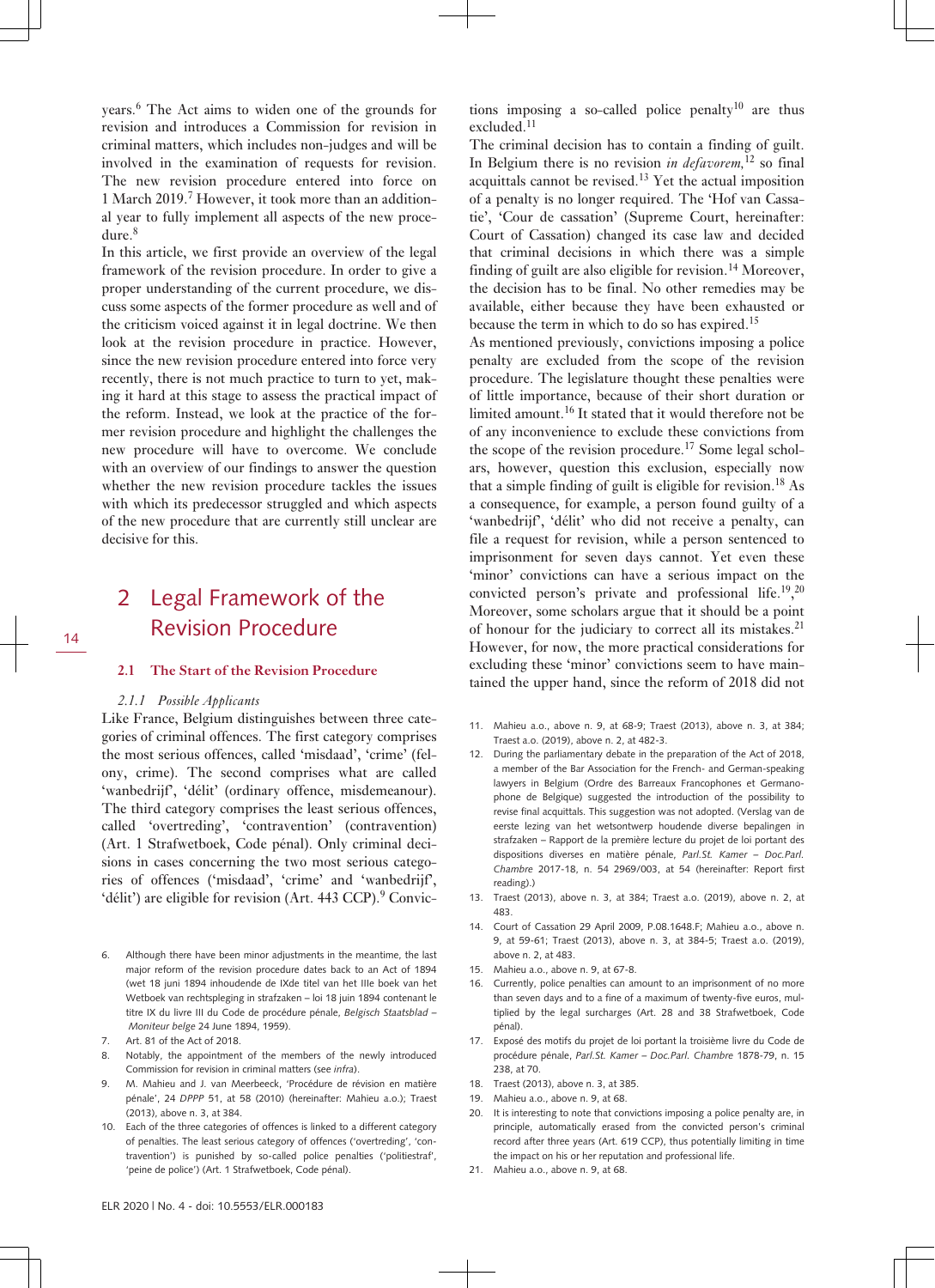years.[6] The Act aims to widen one of the grounds for revision and introduces a Commission for revision in criminal matters, which includes non-judges and will be involved in the examination of requests for revision. The new revision procedure entered into force on 1 March 2019.[7] However, it took more than an additional year to fully implement all aspects of the new procedure.[8]

In this article, we first provide an overview of the legal framework of the revision procedure. In order to give a proper understanding of the current procedure, we discuss some aspects of the former procedure as well and of the criticism voiced against it in legal doctrine. We then look at the revision procedure in practice. However, since the new revision procedure entered into force very recently, there is not much practice to turn to yet, making it hard at this stage to assess the practical impact of the reform. Instead, we look at the practice of the former revision procedure and highlight the challenges the new procedure will have to overcome. We conclude with an overview of our findings to answer the question whether the new revision procedure tackles the issues with which its predecessor struggled and which aspects of the new procedure that are currently still unclear are decisive for this.

## 2 Legal Framework of the Revision Procedure

### 2.1 The Start of the Revision Procedure

#### 2.1.1 *Possible Applicants*

Like France, Belgium distinguishes between three categories of criminal offences. The first category comprises the most serious offences, called 'misdaad', 'crime' (felony, crime). The second comprises what are called 'wanbedrijf', 'délit' (ordinary offence, misdemeanour). The third category comprises the least serious offences, called 'overtreding', 'contravention' (contravention) (Art. 1 Strafwetboek, Code pénal). Only criminal decisions in cases concerning the two most serious categories of offences ('misdaad', 'crime' and 'wanbedrijf', 'délit') are eligible for revision (Art. 443 CCP).[9] Convictions imposing a so-called police penalty[10] are thus excluded.[11]

The criminal decision has to contain a finding of guilt. In Belgium there is no revision *in defavorem*,[12] so final acquittals cannot be revised.[13] Yet the actual imposition of a penalty is no longer required. The 'Hof van Cassatie', 'Cour de cassation' (Supreme Court, hereinafter: Court of Cassation) changed its case law and decided that criminal decisions in which there was a simple finding of guilt are also eligible for revision.[14] Moreover, the decision has to be final. No other remedies may be available, either because they have been exhausted or because the term in which to do so has expired.[15]

As mentioned previously, convictions imposing a police penalty are excluded from the scope of the revision procedure. The legislature thought these penalties were of little importance, because of their short duration or limited amount.[16] It stated that it would therefore not be of any inconvenience to exclude these convictions from the scope of the revision procedure.[17] Some legal scholars, however, question this exclusion, especially now that a simple finding of guilt is eligible for revision.[18] As a consequence, for example, a person found guilty of a 'wanbedrijf', 'délit' who did not receive a penalty, can file a request for revision, while a person sentenced to imprisonment for seven days cannot. Yet even these 'minor' convictions can have a serious impact on the convicted person's private and professional life.[19],[20] Moreover, some scholars argue that it should be a point of honour for the judiciary to correct all its mistakes.[21] However, for now, the more practical considerations for excluding these 'minor' convictions seem to have maintained the upper hand, since the reform of 2018 did not

---

6. Although there have been minor adjustments in the meantime, the last major reform of the revision procedure dates back to an Act of 1894 (wet 18 juni 1894 inhoudende de IXde titel van het IIIe boek van het Wetboek van rechtspleging in strafzaken – loi 18 juin 1894 contenant le titre IX du livre III du Code de procédure pénale, *Belgisch Staatsblad – Moniteur belge* 24 June 1894, 1959).
7. Art. 81 of the Act of 2018.
8. Notably, the appointment of the members of the newly introduced Commission for revision in criminal matters (see *infra*).
9. M. Mahieu and J. van Meerbeeck, 'Procédure de révision en matière pénale', 24 *DPPP* 51, at 58 (2010) (hereinafter: Mahieu a.o.); Traest (2013), above n. 3, at 384.
10. Each of the three categories of offences is linked to a different category of penalties. The least serious category of offences ('overtreding', 'contravention') is punished by so-called police penalties ('politiestraf', 'peine de police') (Art. 1 Strafwetboek, Code pénal).
11. Mahieu a.o., above n. 9, at 68-9; Traest (2013), above n. 3, at 384; Traest a.o. (2019), above n. 2, at 482-3.
12. During the parliamentary debate in the preparation of the Act of 2018, a member of the Bar Association for the French- and German-speaking lawyers in Belgium (Ordre des Barreaux Francophones et Germanophone de Belgique) suggested the introduction of the possibility to revise final acquittals. This suggestion was not adopted. (Verslag van de eerste lezing van het wetsontwerp houdende diverse bepalingen in strafzaken – Rapport de la première lecture du projet de loi portant des dispositions diverses en matière pénale, *Parl.St. Kamer – Doc.Parl. Chambre* 2017-18, n. 54 2969/003, at 54 (hereinafter: Report first reading).)
13. Traest (2013), above n. 3, at 384; Traest a.o. (2019), above n. 2, at 483.
14. Court of Cassation 29 April 2009, P.08.1648.F; Mahieu a.o., above n. 9, at 59-61; Traest (2013), above n. 3, at 384-5; Traest a.o. (2019), above n. 2, at 483.
15. Mahieu a.o., above n. 9, at 67-8.
16. Currently, police penalties can amount to an imprisonment of no more than seven days and to a fine of a maximum of twenty-five euros, multiplied by the legal surcharges (Art. 28 and 38 Strafwetboek, Code pénal).
17. Exposé des motifs du projet de loi portant la troisième livre du Code de procédure pénale, *Parl.St. Kamer – Doc.Parl. Chambre* 1878-79, n. 15 238, at 70.
18. Traest (2013), above n. 3, at 385.
19. Mahieu a.o., above n. 9, at 68.
20. It is interesting to note that convictions imposing a police penalty are, in principle, automatically erased from the convicted person's criminal record after three years (Art. 619 CCP), thus potentially limiting in time the impact on his or her reputation and professional life.
21. Mahieu a.o., above n. 9, at 68.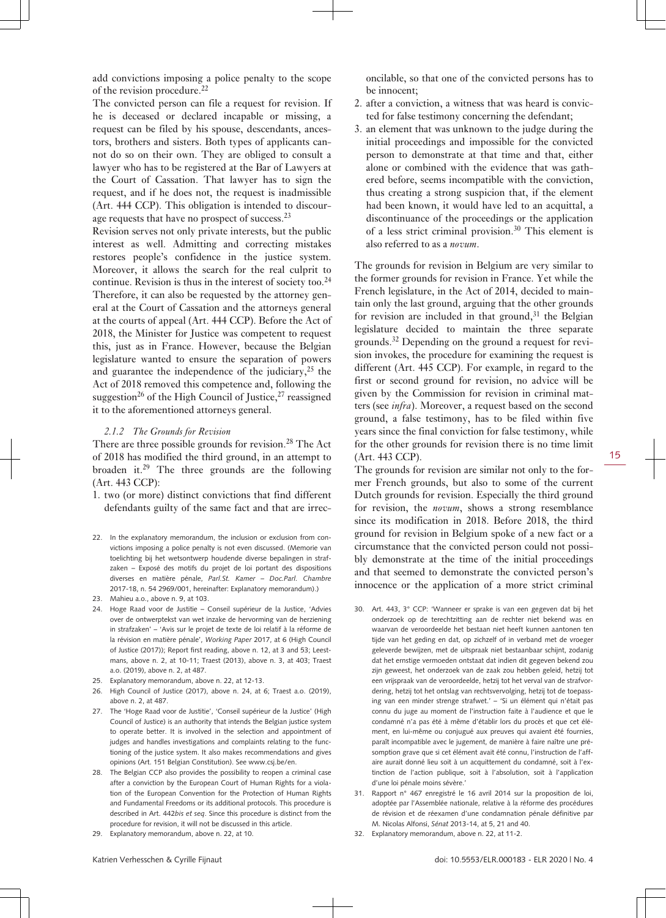add convictions imposing a police penalty to the scope of the revision procedure.[22]

The convicted person can file a request for revision. If he is deceased or declared incapable or missing, a request can be filed by his spouse, descendants, ancestors, brothers and sisters. Both types of applicants cannot do so on their own. They are obliged to consult a lawyer who has to be registered at the Bar of Lawyers at the Court of Cassation. That lawyer has to sign the request, and if he does not, the request is inadmissible (Art. 444 CCP). This obligation is intended to discourage requests that have no prospect of success.[23]

Revision serves not only private interests, but the public interest as well. Admitting and correcting mistakes restores people's confidence in the justice system. Moreover, it allows the search for the real culprit to continue. Revision is thus in the interest of society too.[24] Therefore, it can also be requested by the attorney general at the Court of Cassation and the attorneys general at the courts of appeal (Art. 444 CCP). Before the Act of 2018, the Minister for Justice was competent to request this, just as in France. However, because the Belgian legislature wanted to ensure the separation of powers and guarantee the independence of the judiciary,[25] the Act of 2018 removed this competence and, following the suggestion[26] of the High Council of Justice,[27] reassigned it to the aforementioned attorneys general.

### *2.1.2 The Grounds for Revision*

There are three possible grounds for revision.[28] The Act of 2018 has modified the third ground, in an attempt to broaden it.[29] The three grounds are the following (Art. 443 CCP):

1. two (or more) distinct convictions that find different defendants guilty of the same fact and that are irreconcilable, so that one of the convicted persons has to be innocent;
2. after a conviction, a witness that was heard is convicted for false testimony concerning the defendant;
3. an element that was unknown to the judge during the initial proceedings and impossible for the convicted person to demonstrate at that time and that, either alone or combined with the evidence that was gathered before, seems incompatible with the conviction, thus creating a strong suspicion that, if the element had been known, it would have led to an acquittal, a discontinuance of the proceedings or the application of a less strict criminal provision.[30] This element is also referred to as a *novum*.

The grounds for revision in Belgium are very similar to the former grounds for revision in France. Yet while the French legislature, in the Act of 2014, decided to maintain only the last ground, arguing that the other grounds for revision are included in that ground,[31] the Belgian legislature decided to maintain the three separate grounds.[32] Depending on the ground a request for revision invokes, the procedure for examining the request is different (Art. 445 CCP). For example, in regard to the first or second ground for revision, no advice will be given by the Commission for revision in criminal matters (see *infra*). Moreover, a request based on the second ground, a false testimony, has to be filed within five years since the final conviction for false testimony, while for the other grounds for revision there is no time limit (Art. 443 CCP).

The grounds for revision are similar not only to the former French grounds, but also to some of the current Dutch grounds for revision. Especially the third ground for revision, the *novum*, shows a strong resemblance since its modification in 2018. Before 2018, the third ground for revision in Belgium spoke of a new fact or a circumstance that the convicted person could not possibly demonstrate at the time of the initial proceedings and that seemed to demonstrate the convicted person's innocence or the application of a more strict criminal

---

22. In the explanatory memorandum, the inclusion or exclusion from convictions imposing a police penalty is not even discussed. (Memorie van toelichting bij het wetsontwerp houdende diverse bepalingen in strafzaken – Exposé des motifs du projet de loi portant des dispositions diverses en matière pénale, *Parl.St. Kamer – Doc.Parl. Chambre* 2017-18, n. 54 2969/001, hereinafter: Explanatory memorandum).)
23. Mahieu a.o., above n. 9, at 103.
24. Hoge Raad voor de Justitie – Conseil supérieur de la Justice, 'Advies over de ontwerptekst van wet inzake de hervorming van de herziening in strafzaken' – 'Avis sur le projet de texte de loi relatif à la réforme de la révision en matière pénale', *Working Paper* 2017, at 6 (High Council of Justice (2017)); Report first reading, above n. 12, at 3 and 53; Leestmans, above n. 2, at 10-11; Traest (2013), above n. 3, at 403; Traest a.o. (2019), above n. 2, at 487.
25. Explanatory memorandum, above n. 22, at 12-13.
26. High Council of Justice (2017), above n. 24, at 6; Traest a.o. (2019), above n. 2, at 487.
27. The 'Hoge Raad voor de Justitie', 'Conseil supérieur de la Justice' (High Council of Justice) is an authority that intends the Belgian justice system to operate better. It is involved in the selection and appointment of judges and handles investigations and complaints relating to the functioning of the justice system. It also makes recommendations and gives opinions (Art. 151 Belgian Constitution). See www.csj.be/en.
28. The Belgian CCP also provides the possibility to reopen a criminal case after a conviction by the European Court of Human Rights for a violation of the European Convention for the Protection of Human Rights and Fundamental Freedoms or its additional protocols. This procedure is described in Art. 442*bis et seq*. Since this procedure is distinct from the procedure for revision, it will not be discussed in this article.
29. Explanatory memorandum, above n. 22, at 10.
30. Art. 443, 3° CCP: 'Wanneer er sprake is van een gegeven dat bij het onderzoek op de terechtzitting aan de rechter niet bekend was en waarvan de veroordeelde het bestaan niet heeft kunnen aantonen ten tijde van het geding en dat, op zichzelf of in verband met de vroeger geleverde bewijzen, met de uitspraak niet bestaanbaar schijnt, zodanig dat het ernstige vermoeden ontstaat dat indien dit gegeven bekend zou zijn geweest, het onderzoek van de zaak zou hebben geleid, hetzij tot een vrijspraak van de veroordeelde, hetzij tot het verval van de strafvordering, hetzij tot het ontslag van rechtsvervolging, hetzij tot de toepassing van een minder strenge strafwet.' – 'Si un élément qui n'était pas connu du juge au moment de l'instruction faite à l'audience et que le condamné n'a pas été à même d'établir lors du procès et que cet élément, en lui-même ou conjugué aux preuves qui avaient été fournies, paraît incompatible avec le jugement, de manière à faire naître une présomption grave que si cet élément avait été connu, l'instruction de l'affaire aurait donné lieu soit à un acquittement du condamné, soit à l'extinction de l'action publique, soit à l'absolution, soit à l'application d'une loi pénale moins sévère.'
31. Rapport n° 467 enregistré le 16 avril 2014 sur la proposition de loi, adoptée par l'Assemblée nationale, relative à la réforme des procédures de révision et de réexamen d'une condamnation pénale définitive par M. Nicolas Alfonsi, *Sénat* 2013-14, at 5, 21 and 40.
32. Explanatory memorandum, above n. 22, at 11-2.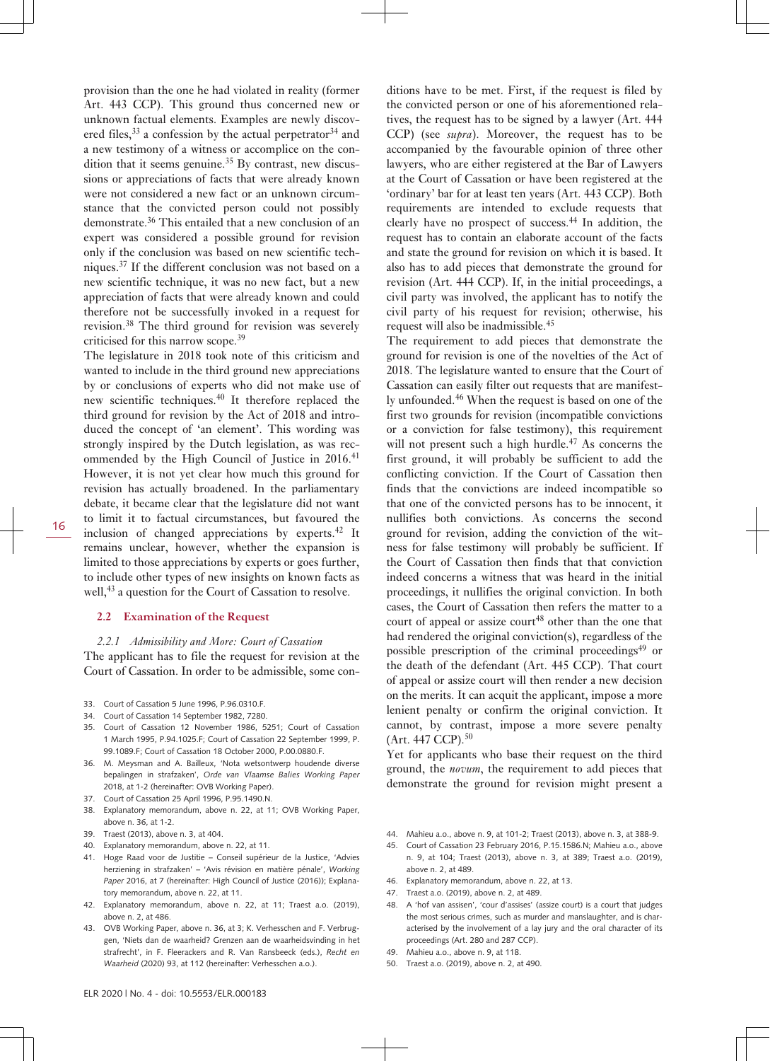provision than the one he had violated in reality (former Art. 443 CCP). This ground thus concerned new or unknown factual elements. Examples are newly discovered files,[33] a confession by the actual perpetrator[34] and a new testimony of a witness or accomplice on the condition that it seems genuine.[35] By contrast, new discussions or appreciations of facts that were already known were not considered a new fact or an unknown circumstance that the convicted person could not possibly demonstrate.[36] This entailed that a new conclusion of an expert was considered a possible ground for revision only if the conclusion was based on new scientific techniques.[37] If the different conclusion was not based on a new scientific technique, it was no new fact, but a new appreciation of facts that were already known and could therefore not be successfully invoked in a request for revision.[38] The third ground for revision was severely criticised for this narrow scope.[39]

The legislature in 2018 took note of this criticism and wanted to include in the third ground new appreciations by or conclusions of experts who did not make use of new scientific techniques.[40] It therefore replaced the third ground for revision by the Act of 2018 and introduced the concept of 'an element'. This wording was strongly inspired by the Dutch legislation, as was recommended by the High Council of Justice in 2016.[41] However, it is not yet clear how much this ground for revision has actually broadened. In the parliamentary debate, it became clear that the legislature did not want to limit it to factual circumstances, but favoured the inclusion of changed appreciations by experts.[42] It remains unclear, however, whether the expansion is limited to those appreciations by experts or goes further, to include other types of new insights on known facts as well,[43] a question for the Court of Cassation to resolve.

## 2.2 Examination of the Request

### *2.2.1 Admissibility and More: Court of Cassation*

The applicant has to file the request for revision at the Court of Cassation. In order to be admissible, some conditions have to be met. First, if the request is filed by the convicted person or one of his aforementioned relatives, the request has to be signed by a lawyer (Art. 444 CCP) (see *supra*). Moreover, the request has to be accompanied by the favourable opinion of three other lawyers, who are either registered at the Bar of Lawyers at the Court of Cassation or have been registered at the 'ordinary' bar for at least ten years (Art. 443 CCP). Both requirements are intended to exclude requests that clearly have no prospect of success.[44] In addition, the request has to contain an elaborate account of the facts and state the ground for revision on which it is based. It also has to add pieces that demonstrate the ground for revision (Art. 444 CCP). If, in the initial proceedings, a civil party was involved, the applicant has to notify the civil party of his request for revision; otherwise, his request will also be inadmissible.[45]

The requirement to add pieces that demonstrate the ground for revision is one of the novelties of the Act of 2018. The legislature wanted to ensure that the Court of Cassation can easily filter out requests that are manifestly unfounded.[46] When the request is based on one of the first two grounds for revision (incompatible convictions or a conviction for false testimony), this requirement will not present such a high hurdle.[47] As concerns the first ground, it will probably be sufficient to add the conflicting conviction. If the Court of Cassation then finds that the convictions are indeed incompatible so that one of the convicted persons has to be innocent, it nullifies both convictions. As concerns the second ground for revision, adding the conviction of the witness for false testimony will probably be sufficient. If the Court of Cassation then finds that that conviction indeed concerns a witness that was heard in the initial proceedings, it nullifies the original conviction. In both cases, the Court of Cassation then refers the matter to a court of appeal or assize court[48] other than the one that had rendered the original conviction(s), regardless of the possible prescription of the criminal proceedings[49] or the death of the defendant (Art. 445 CCP). That court of appeal or assize court will then render a new decision on the merits. It can acquit the applicant, impose a more lenient penalty or confirm the original conviction. It cannot, by contrast, impose a more severe penalty (Art. 447 CCP).[50]

Yet for applicants who base their request on the third ground, the *novum*, the requirement to add pieces that demonstrate the ground for revision might present a

33. Court of Cassation 5 June 1996, P.96.0310.F.
34. Court of Cassation 14 September 1982, 7280.
35. Court of Cassation 12 November 1986, 5251; Court of Cassation 1 March 1995, P.94.1025.F; Court of Cassation 22 September 1999, P. 99.1089.F; Court of Cassation 18 October 2000, P.00.0880.F.
36. M. Meysman and A. Bailleux, 'Nota wetsontwerp houdende diverse bepalingen in strafzaken', *Orde van Vlaamse Balies Working Paper* 2018, at 1-2 (hereinafter: OVB Working Paper).
37. Court of Cassation 25 April 1996, P.95.1490.N.
38. Explanatory memorandum, above n. 22, at 11; OVB Working Paper, above n. 36, at 1-2.
39. Traest (2013), above n. 3, at 404.
40. Explanatory memorandum, above n. 22, at 11.
41. Hoge Raad voor de Justitie – Conseil supérieur de la Justice, 'Advies herziening in strafzaken' – 'Avis révision en matière pénale', *Working Paper* 2016, at 7 (hereinafter: High Council of Justice (2016)); Explanatory memorandum, above n. 22, at 11.
42. Explanatory memorandum, above n. 22, at 11; Traest a.o. (2019), above n. 2, at 486.
43. OVB Working Paper, above n. 36, at 3; K. Verhesschen and F. Verbruggen, 'Niets dan de waarheid? Grenzen aan de waarheidsvinding in het strafrecht', in F. Fleerackers and R. Van Ransbeeck (eds.), *Recht en Waarheid* (2020) 93, at 112 (hereinafter: Verhesschen a.o.).
44. Mahieu a.o., above n. 9, at 101-2; Traest (2013), above n. 3, at 388-9.
45. Court of Cassation 23 February 2016, P.15.1586.N; Mahieu a.o., above n. 9, at 104; Traest (2013), above n. 3, at 389; Traest a.o. (2019), above n. 2, at 489.
46. Explanatory memorandum, above n. 22, at 13.
47. Traest a.o. (2019), above n. 2, at 489.
48. A 'hof van assisen', 'cour d'assises' (assize court) is a court that judges the most serious crimes, such as murder and manslaughter, and is characterised by the involvement of a lay jury and the oral character of its proceedings (Art. 280 and 287 CCP).
49. Mahieu a.o., above n. 9, at 118.
50. Traest a.o. (2019), above n. 2, at 490.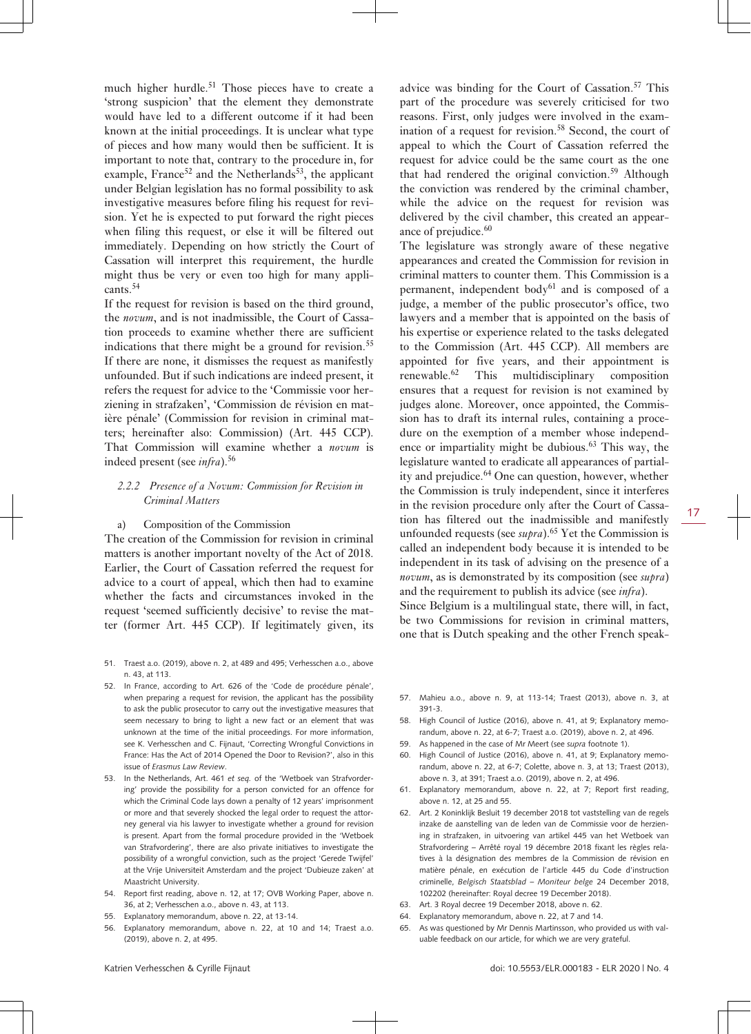much higher hurdle.[51] Those pieces have to create a 'strong suspicion' that the element they demonstrate would have led to a different outcome if it had been known at the initial proceedings. It is unclear what type of pieces and how many would then be sufficient. It is important to note that, contrary to the procedure in, for example, France[52] and the Netherlands[53], the applicant under Belgian legislation has no formal possibility to ask investigative measures before filing his request for revision. Yet he is expected to put forward the right pieces when filing this request, or else it will be filtered out immediately. Depending on how strictly the Court of Cassation will interpret this requirement, the hurdle might thus be very or even too high for many applicants.[54]

If the request for revision is based on the third ground, the *novum*, and is not inadmissible, the Court of Cassation proceeds to examine whether there are sufficient indications that there might be a ground for revision.[55] If there are none, it dismisses the request as manifestly unfounded. But if such indications are indeed present, it refers the request for advice to the 'Commissie voor herziening in strafzaken', 'Commission de révision en matière pénale' (Commission for revision in criminal matters; hereinafter also: Commission) (Art. 445 CCP). That Commission will examine whether a *novum* is indeed present (see *infra*).[56]

### *2.2.2 Presence of a Novum: Commission for Revision in Criminal Matters*

#### a) Composition of the Commission

The creation of the Commission for revision in criminal matters is another important novelty of the Act of 2018. Earlier, the Court of Cassation referred the request for advice to a court of appeal, which then had to examine whether the facts and circumstances invoked in the request 'seemed sufficiently decisive' to revise the matter (former Art. 445 CCP). If legitimately given, its advice was binding for the Court of Cassation.[57] This part of the procedure was severely criticised for two reasons. First, only judges were involved in the examination of a request for revision.[58] Second, the court of appeal to which the Court of Cassation referred the request for advice could be the same court as the one that had rendered the original conviction.[59] Although the conviction was rendered by the criminal chamber, while the advice on the request for revision was delivered by the civil chamber, this created an appearance of prejudice.[60]

The legislature was strongly aware of these negative appearances and created the Commission for revision in criminal matters to counter them. This Commission is a permanent, independent body[61] and is composed of a judge, a member of the public prosecutor's office, two lawyers and a member that is appointed on the basis of his expertise or experience related to the tasks delegated to the Commission (Art. 445 CCP). All members are appointed for five years, and their appointment is renewable.[62] This multidisciplinary composition ensures that a request for revision is not examined by judges alone. Moreover, once appointed, the Commission has to draft its internal rules, containing a procedure on the exemption of a member whose independence or impartiality might be dubious.[63] This way, the legislature wanted to eradicate all appearances of partiality and prejudice.[64] One can question, however, whether the Commission is truly independent, since it interferes in the revision procedure only after the Court of Cassation has filtered out the inadmissible and manifestly unfounded requests (see *supra*).[65] Yet the Commission is called an independent body because it is intended to be independent in its task of advising on the presence of a *novum*, as is demonstrated by its composition (see *supra*) and the requirement to publish its advice (see *infra*).

Since Belgium is a multilingual state, there will, in fact, be two Commissions for revision in criminal matters, one that is Dutch speaking and the other French speak-

---

51. Traest a.o. (2019), above n. 2, at 489 and 495; Verhesschen a.o., above n. 43, at 113.
52. In France, according to Art. 626 of the 'Code de procédure pénale', when preparing a request for revision, the applicant has the possibility to ask the public prosecutor to carry out the investigative measures that seem necessary to bring to light a new fact or an element that was unknown at the time of the initial proceedings. For more information, see K. Verhesschen and C. Fijnaut, 'Correcting Wrongful Convictions in France: Has the Act of 2014 Opened the Door to Revision?', also in this issue of *Erasmus Law Review*.
53. In the Netherlands, Art. 461 *et seq.* of the 'Wetboek van Strafvordering' provide the possibility for a person convicted for an offence for which the Criminal Code lays down a penalty of 12 years' imprisonment or more and that severely shocked the legal order to request the attorney general via his lawyer to investigate whether a ground for revision is present. Apart from the formal procedure provided in the 'Wetboek van Strafvordering', there are also private initiatives to investigate the possibility of a wrongful conviction, such as the project 'Gerede Twijfel' at the Vrije Universiteit Amsterdam and the project 'Dubieuze zaken' at Maastricht University.
54. Report first reading, above n. 12, at 17; OVB Working Paper, above n. 36, at 2; Verhesschen a.o., above n. 43, at 113.
55. Explanatory memorandum, above n. 22, at 13-14.
56. Explanatory memorandum, above n. 22, at 10 and 14; Traest a.o. (2019), above n. 2, at 495.
57. Mahieu a.o., above n. 9, at 113-14; Traest (2013), above n. 3, at 391-3.
58. High Council of Justice (2016), above n. 41, at 9; Explanatory memorandum, above n. 22, at 6-7; Traest a.o. (2019), above n. 2, at 496.
59. As happened in the case of Mr Meert (see *supra* footnote 1).
60. High Council of Justice (2016), above n. 41, at 9; Explanatory memorandum, above n. 22, at 6-7; Colette, above n. 3, at 13; Traest (2013), above n. 3, at 391; Traest a.o. (2019), above n. 2, at 496.
61. Explanatory memorandum, above n. 22, at 7; Report first reading, above n. 12, at 25 and 55.
62. Art. 2 Koninklijk Besluit 19 december 2018 tot vaststelling van de regels inzake de aanstelling van de leden van de Commissie voor de herziening in strafzaken, in uitvoering van artikel 445 van het Wetboek van Strafvordering – Arrêté royal 19 décembre 2018 fixant les règles relatives à la désignation des membres de la Commission de révision en matière pénale, en exécution de l'article 445 du Code d'instruction criminelle, *Belgisch Staatsblad – Moniteur belge* 24 December 2018, 102202 (hereinafter: Royal decree 19 December 2018).
63. Art. 3 Royal decree 19 December 2018, above n. 62.
64. Explanatory memorandum, above n. 22, at 7 and 14.
65. As was questioned by Mr Dennis Martinsson, who provided us with valuable feedback on our article, for which we are very grateful.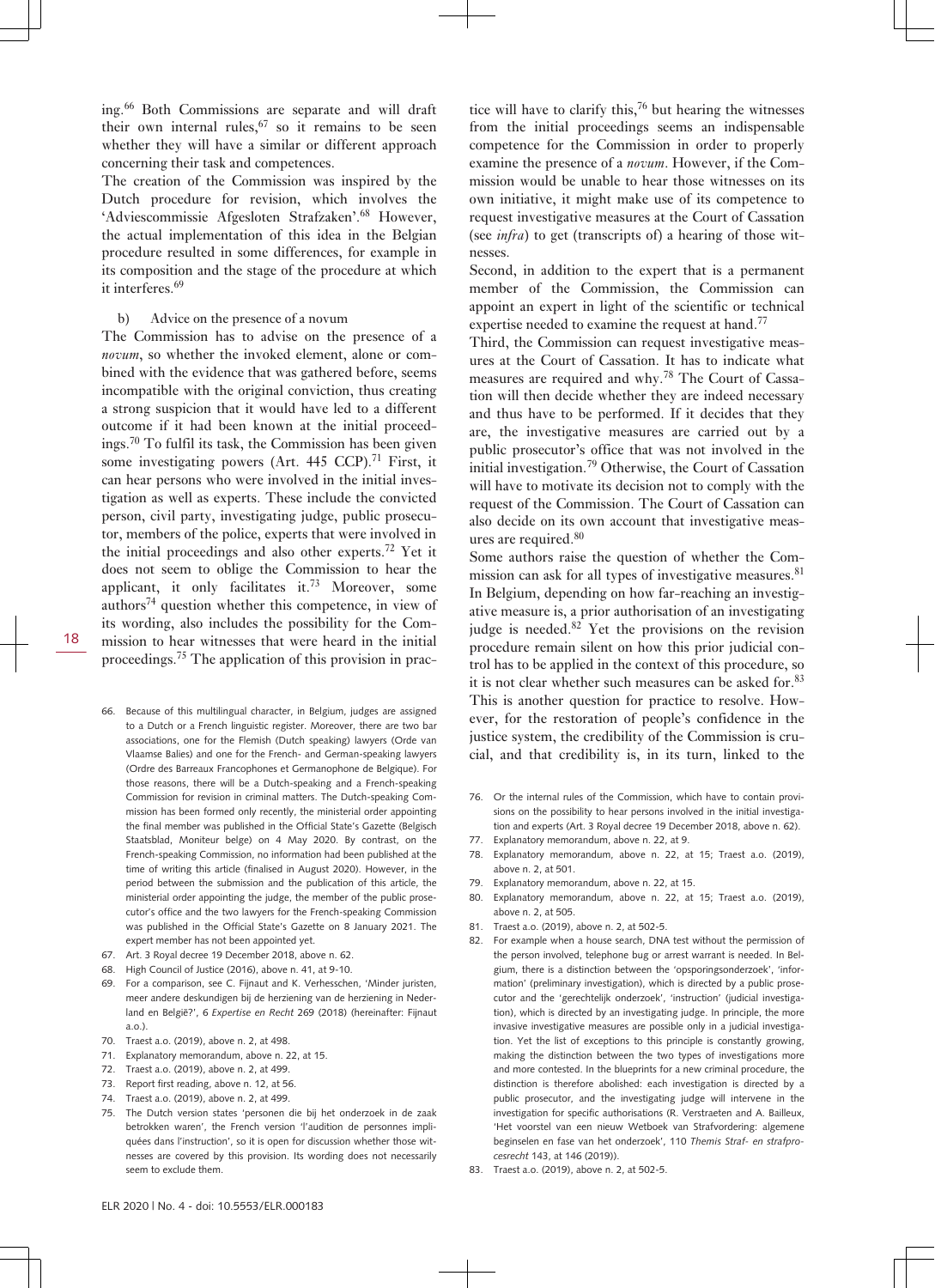ing.[66] Both Commissions are separate and will draft their own internal rules,[67] so it remains to be seen whether they will have a similar or different approach concerning their task and competences.

The creation of the Commission was inspired by the Dutch procedure for revision, which involves the 'Adviescommissie Afgesloten Strafzaken'.[68] However, the actual implementation of this idea in the Belgian procedure resulted in some differences, for example in its composition and the stage of the procedure at which it interferes.[69]

### b) Advice on the presence of a novum

The Commission has to advise on the presence of a *novum*, so whether the invoked element, alone or combined with the evidence that was gathered before, seems incompatible with the original conviction, thus creating a strong suspicion that it would have led to a different outcome if it had been known at the initial proceedings.[70] To fulfil its task, the Commission has been given some investigating powers (Art. 445 CCP).[71] First, it can hear persons who were involved in the initial investigation as well as experts. These include the convicted person, civil party, investigating judge, public prosecutor, members of the police, experts that were involved in the initial proceedings and also other experts.[72] Yet it does not seem to oblige the Commission to hear the applicant, it only facilitates it.[73] Moreover, some authors[74] question whether this competence, in view of its wording, also includes the possibility for the Commission to hear witnesses that were heard in the initial proceedings.[75] The application of this provision in practice will have to clarify this,[76] but hearing the witnesses from the initial proceedings seems an indispensable competence for the Commission in order to properly examine the presence of a *novum*. However, if the Commission would be unable to hear those witnesses on its own initiative, it might make use of its competence to request investigative measures at the Court of Cassation (see *infra*) to get (transcripts of) a hearing of those witnesses.

Second, in addition to the expert that is a permanent member of the Commission, the Commission can appoint an expert in light of the scientific or technical expertise needed to examine the request at hand.[77]

Third, the Commission can request investigative measures at the Court of Cassation. It has to indicate what measures are required and why.[78] The Court of Cassation will then decide whether they are indeed necessary and thus have to be performed. If it decides that they are, the investigative measures are carried out by a public prosecutor's office that was not involved in the initial investigation.[79] Otherwise, the Court of Cassation will have to motivate its decision not to comply with the request of the Commission. The Court of Cassation can also decide on its own account that investigative measures are required.[80]

Some authors raise the question of whether the Commission can ask for all types of investigative measures.[81] In Belgium, depending on how far-reaching an investigative measure is, a prior authorisation of an investigating judge is needed.[82] Yet the provisions on the revision procedure remain silent on how this prior judicial control has to be applied in the context of this procedure, so it is not clear whether such measures can be asked for.[83] This is another question for practice to resolve. However, for the restoration of people's confidence in the justice system, the credibility of the Commission is crucial, and that credibility is, in its turn, linked to the

---

66. Because of this multilingual character, in Belgium, judges are assigned to a Dutch or a French linguistic register. Moreover, there are two bar associations, one for the Flemish (Dutch speaking) lawyers (Orde van Vlaamse Balies) and one for the French- and German-speaking lawyers (Ordre des Barreaux Francophones et Germanophone de Belgique). For those reasons, there will be a Dutch-speaking and a French-speaking Commission for revision in criminal matters. The Dutch-speaking Commission has been formed only recently, the ministerial order appointing the final member was published in the Official State's Gazette (Belgisch Staatsblad, Moniteur belge) on 4 May 2020. By contrast, on the French-speaking Commission, no information had been published at the time of writing this article (finalised in August 2020). However, in the period between the submission and the publication of this article, the ministerial order appointing the judge, the member of the public prosecutor's office and the two lawyers for the French-speaking Commission was published in the Official State's Gazette on 8 January 2021. The expert member has not been appointed yet.
67. Art. 3 Royal decree 19 December 2018, above n. 62.
68. High Council of Justice (2016), above n. 41, at 9-10.
69. For a comparison, see C. Fijnaut and K. Verhesschen, 'Minder juristen, meer andere deskundigen bij de herziening van de herziening in Nederland en België?', 6 *Expertise en Recht* 269 (2018) (hereinafter: Fijnaut a.o.).
70. Traest a.o. (2019), above n. 2, at 498.
71. Explanatory memorandum, above n. 22, at 15.
72. Traest a.o. (2019), above n. 2, at 499.
73. Report first reading, above n. 12, at 56.
74. Traest a.o. (2019), above n. 2, at 499.
75. The Dutch version states 'personen die bij het onderzoek in de zaak betrokken waren', the French version 'l'audition de personnes impliquées dans l'instruction', so it is open for discussion whether those witnesses are covered by this provision. Its wording does not necessarily seem to exclude them.
76. Or the internal rules of the Commission, which have to contain provisions on the possibility to hear persons involved in the initial investigation and experts (Art. 3 Royal decree 19 December 2018, above n. 62).
77. Explanatory memorandum, above n. 22, at 9.
78. Explanatory memorandum, above n. 22, at 15; Traest a.o. (2019), above n. 2, at 501.
79. Explanatory memorandum, above n. 22, at 15.
80. Explanatory memorandum, above n. 22, at 15; Traest a.o. (2019), above n. 2, at 505.
81. Traest a.o. (2019), above n. 2, at 502-5.
82. For example when a house search, DNA test without the permission of the person involved, telephone bug or arrest warrant is needed. In Belgium, there is a distinction between the 'opsporingsonderzoek', 'information' (preliminary investigation), which is directed by a public prosecutor and the 'gerechtelijk onderzoek', 'instruction' (judicial investigation), which is directed by an investigating judge. In principle, the more invasive investigative measures are possible only in a judicial investigation. Yet the list of exceptions to this principle is constantly growing, making the distinction between the two types of investigations more and more contested. In the blueprints for a new criminal procedure, the distinction is therefore abolished: each investigation is directed by a public prosecutor, and the investigating judge will intervene in the investigation for specific authorisations (R. Verstraeten and A. Bailleux, 'Het voorstel van een nieuw Wetboek van Strafvordering: algemene beginselen en fase van het onderzoek', 110 *Themis Straf- en strafprocesrecht* 143, at 146 (2019)).
83. Traest a.o. (2019), above n. 2, at 502-5.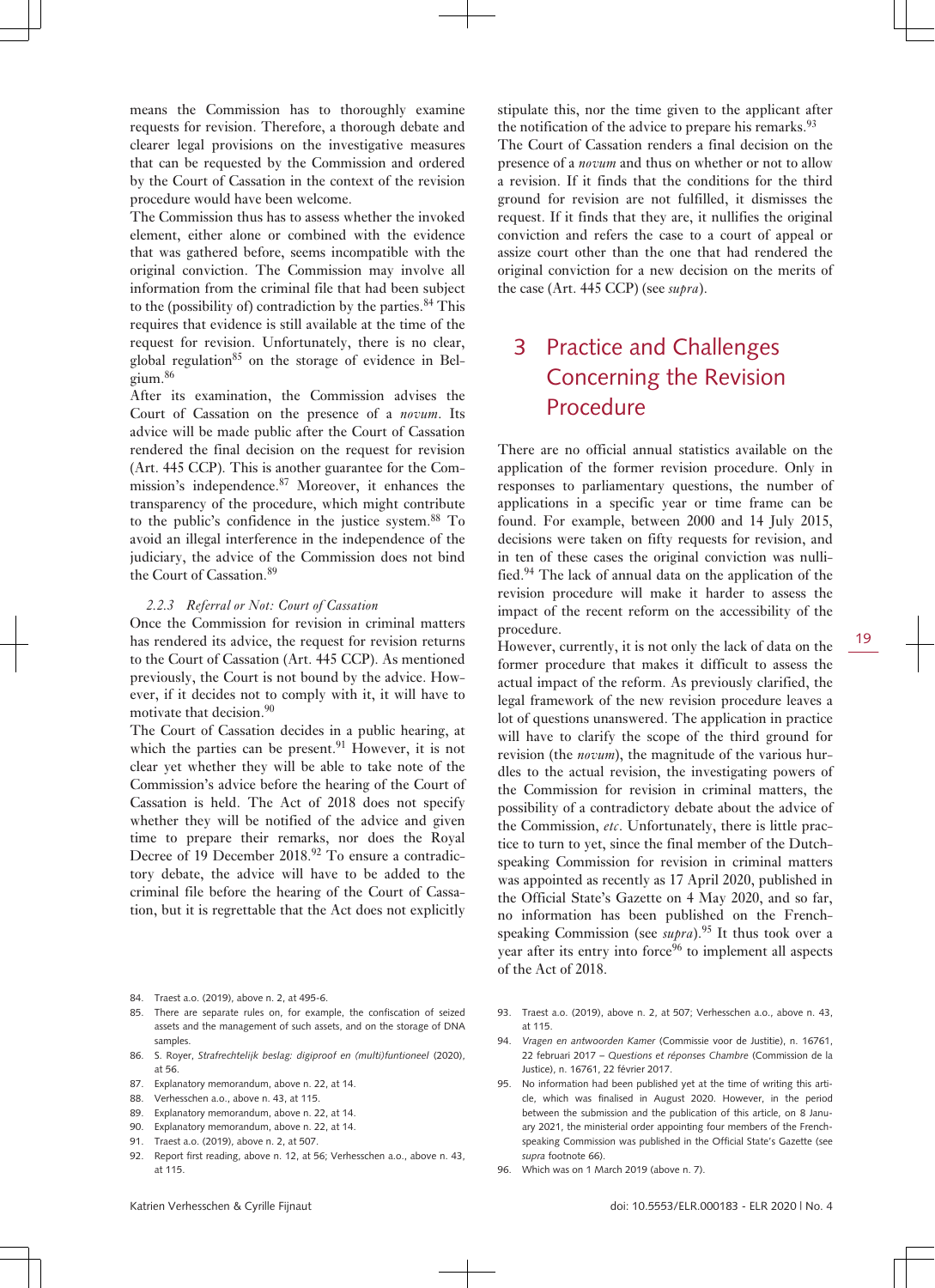means the Commission has to thoroughly examine requests for revision. Therefore, a thorough debate and clearer legal provisions on the investigative measures that can be requested by the Commission and ordered by the Court of Cassation in the context of the revision procedure would have been welcome.

The Commission thus has to assess whether the invoked element, either alone or combined with the evidence that was gathered before, seems incompatible with the original conviction. The Commission may involve all information from the criminal file that had been subject to the (possibility of) contradiction by the parties.[84] This requires that evidence is still available at the time of the request for revision. Unfortunately, there is no clear, global regulation[85] on the storage of evidence in Belgium.[86]

After its examination, the Commission advises the Court of Cassation on the presence of a *novum*. Its advice will be made public after the Court of Cassation rendered the final decision on the request for revision (Art. 445 CCP). This is another guarantee for the Commission's independence.[87] Moreover, it enhances the transparency of the procedure, which might contribute to the public's confidence in the justice system.[88] To avoid an illegal interference in the independence of the judiciary, the advice of the Commission does not bind the Court of Cassation.[89]

#### *2.2.3 Referral or Not: Court of Cassation*

Once the Commission for revision in criminal matters has rendered its advice, the request for revision returns to the Court of Cassation (Art. 445 CCP). As mentioned previously, the Court is not bound by the advice. However, if it decides not to comply with it, it will have to motivate that decision.[90]

The Court of Cassation decides in a public hearing, at which the parties can be present.[91] However, it is not clear yet whether they will be able to take note of the Commission's advice before the hearing of the Court of Cassation is held. The Act of 2018 does not specify whether they will be notified of the advice and given time to prepare their remarks, nor does the Royal Decree of 19 December 2018.[92] To ensure a contradictory debate, the advice will have to be added to the criminal file before the hearing of the Court of Cassation, but it is regrettable that the Act does not explicitly stipulate this, nor the time given to the applicant after the notification of the advice to prepare his remarks.[93]

The Court of Cassation renders a final decision on the presence of a *novum* and thus on whether or not to allow a revision. If it finds that the conditions for the third ground for revision are not fulfilled, it dismisses the request. If it finds that they are, it nullifies the original conviction and refers the case to a court of appeal or assize court other than the one that had rendered the original conviction for a new decision on the merits of the case (Art. 445 CCP) (see *supra*).

## 3 Practice and Challenges Concerning the Revision Procedure

There are no official annual statistics available on the application of the former revision procedure. Only in responses to parliamentary questions, the number of applications in a specific year or time frame can be found. For example, between 2000 and 14 July 2015, decisions were taken on fifty requests for revision, and in ten of these cases the original conviction was nullified.[94] The lack of annual data on the application of the revision procedure will make it harder to assess the impact of the recent reform on the accessibility of the procedure.

However, currently, it is not only the lack of data on the former procedure that makes it difficult to assess the actual impact of the reform. As previously clarified, the legal framework of the new revision procedure leaves a lot of questions unanswered. The application in practice will have to clarify the scope of the third ground for revision (the *novum*), the magnitude of the various hurdles to the actual revision, the investigating powers of the Commission for revision in criminal matters, the possibility of a contradictory debate about the advice of the Commission, *etc*. Unfortunately, there is little practice to turn to yet, since the final member of the Dutch-speaking Commission for revision in criminal matters was appointed as recently as 17 April 2020, published in the Official State's Gazette on 4 May 2020, and so far, no information has been published on the French-speaking Commission (see *supra*).[95] It thus took over a year after its entry into force[96] to implement all aspects of the Act of 2018.

---

84. Traest a.o. (2019), above n. 2, at 495-6.
85. There are separate rules on, for example, the confiscation of seized assets and the management of such assets, and on the storage of DNA samples.
86. S. Royer, *Strafrechtelijk beslag: digiproof en (multi)funtioneel* (2020), at 56.
87. Explanatory memorandum, above n. 22, at 14.
88. Verhesschen a.o., above n. 43, at 115.
89. Explanatory memorandum, above n. 22, at 14.
90. Explanatory memorandum, above n. 22, at 14.
91. Traest a.o. (2019), above n. 2, at 507.
92. Report first reading, above n. 12, at 56; Verhesschen a.o., above n. 43, at 115.
93. Traest a.o. (2019), above n. 2, at 507; Verhesschen a.o., above n. 43, at 115.
94. *Vragen en antwoorden Kamer* (Commissie voor de Justitie), n. 16761, 22 februari 2017 – *Questions et réponses Chambre* (Commission de la Justice), n. 16761, 22 février 2017.
95. No information had been published yet at the time of writing this article, which was finalised in August 2020. However, in the period between the submission and the publication of this article, on 8 January 2021, the ministerial order appointing four members of the French-speaking Commission was published in the Official State's Gazette (see *supra* footnote 66).
96. Which was on 1 March 2019 (above n. 7).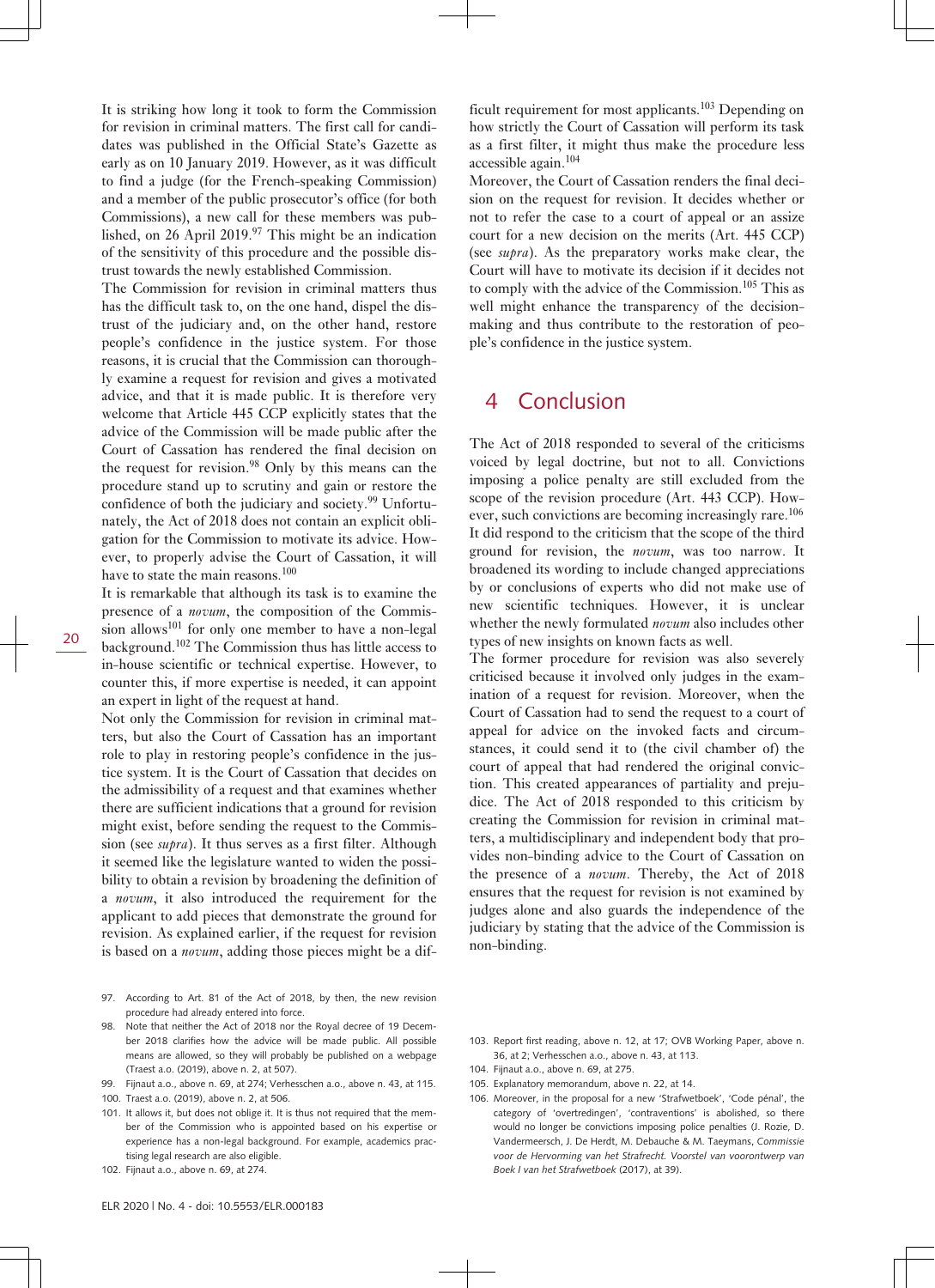It is striking how long it took to form the Commission for revision in criminal matters. The first call for candidates was published in the Official State's Gazette as early as on 10 January 2019. However, as it was difficult to find a judge (for the French-speaking Commission) and a member of the public prosecutor's office (for both Commissions), a new call for these members was published, on 26 April 2019.[97] This might be an indication of the sensitivity of this procedure and the possible distrust towards the newly established Commission.

The Commission for revision in criminal matters thus has the difficult task to, on the one hand, dispel the distrust of the judiciary and, on the other hand, restore people's confidence in the justice system. For those reasons, it is crucial that the Commission can thoroughly examine a request for revision and gives a motivated advice, and that it is made public. It is therefore very welcome that Article 445 CCP explicitly states that the advice of the Commission will be made public after the Court of Cassation has rendered the final decision on the request for revision.[98] Only by this means can the procedure stand up to scrutiny and gain or restore the confidence of both the judiciary and society.[99] Unfortunately, the Act of 2018 does not contain an explicit obligation for the Commission to motivate its advice. However, to properly advise the Court of Cassation, it will have to state the main reasons.[100]

It is remarkable that although its task is to examine the presence of a *novum*, the composition of the Commission allows[101] for only one member to have a non-legal background.[102] The Commission thus has little access to in-house scientific or technical expertise. However, to counter this, if more expertise is needed, it can appoint an expert in light of the request at hand.

Not only the Commission for revision in criminal matters, but also the Court of Cassation has an important role to play in restoring people's confidence in the justice system. It is the Court of Cassation that decides on the admissibility of a request and that examines whether there are sufficient indications that a ground for revision might exist, before sending the request to the Commission (see *supra*). It thus serves as a first filter. Although it seemed like the legislature wanted to widen the possibility to obtain a revision by broadening the definition of a *novum*, it also introduced the requirement for the applicant to add pieces that demonstrate the ground for revision. As explained earlier, if the request for revision is based on a *novum*, adding those pieces might be a difficult requirement for most applicants.[103] Depending on how strictly the Court of Cassation will perform its task as a first filter, it might thus make the procedure less accessible again.[104]

Moreover, the Court of Cassation renders the final decision on the request for revision. It decides whether or not to refer the case to a court of appeal or an assize court for a new decision on the merits (Art. 445 CCP) (see *supra*). As the preparatory works make clear, the Court will have to motivate its decision if it decides not to comply with the advice of the Commission.[105] This as well might enhance the transparency of the decision-making and thus contribute to the restoration of people's confidence in the justice system.

## 4 Conclusion

The Act of 2018 responded to several of the criticisms voiced by legal doctrine, but not to all. Convictions imposing a police penalty are still excluded from the scope of the revision procedure (Art. 443 CCP). However, such convictions are becoming increasingly rare.[106] It did respond to the criticism that the scope of the third ground for revision, the *novum*, was too narrow. It broadened its wording to include changed appreciations by or conclusions of experts who did not make use of new scientific techniques. However, it is unclear whether the newly formulated *novum* also includes other types of new insights on known facts as well.

The former procedure for revision was also severely criticised because it involved only judges in the examination of a request for revision. Moreover, when the Court of Cassation had to send the request to a court of appeal for advice on the invoked facts and circumstances, it could send it to (the civil chamber of) the court of appeal that had rendered the original conviction. This created appearances of partiality and prejudice. The Act of 2018 responded to this criticism by creating the Commission for revision in criminal matters, a multidisciplinary and independent body that provides non-binding advice to the Court of Cassation on the presence of a *novum*. Thereby, the Act of 2018 ensures that the request for revision is not examined by judges alone and also guards the independence of the judiciary by stating that the advice of the Commission is non-binding.

---

97. According to Art. 81 of the Act of 2018, by then, the new revision procedure had already entered into force.
98. Note that neither the Act of 2018 nor the Royal decree of 19 December 2018 clarifies how the advice will be made public. All possible means are allowed, so they will probably be published on a webpage (Traest a.o. (2019), above n. 2, at 507).
99. Fijnaut a.o., above n. 69, at 274; Verhesschen a.o., above n. 43, at 115.
100. Traest a.o. (2019), above n. 2, at 506.
101. It allows it, but does not oblige it. It is thus not required that the member of the Commission who is appointed based on his expertise or experience has a non-legal background. For example, academics practising legal research are also eligible.
102. Fijnaut a.o., above n. 69, at 274.
103. Report first reading, above n. 12, at 17; OVB Working Paper, above n. 36, at 2; Verhesschen a.o., above n. 43, at 113.
104. Fijnaut a.o., above n. 69, at 275.
105. Explanatory memorandum, above n. 22, at 14.
106. Moreover, in the proposal for a new 'Strafwetboek', 'Code pénal', the category of 'overtredingen', 'contraventions' is abolished, so there would no longer be convictions imposing police penalties (J. Rozie, D. Vandermeersch, J. De Herdt, M. Debauche & M. Taeymans, *Commissie voor de Hervorming van het Strafrecht. Voorstel van voorontwerp van Boek I van het Strafwetboek* (2017), at 39).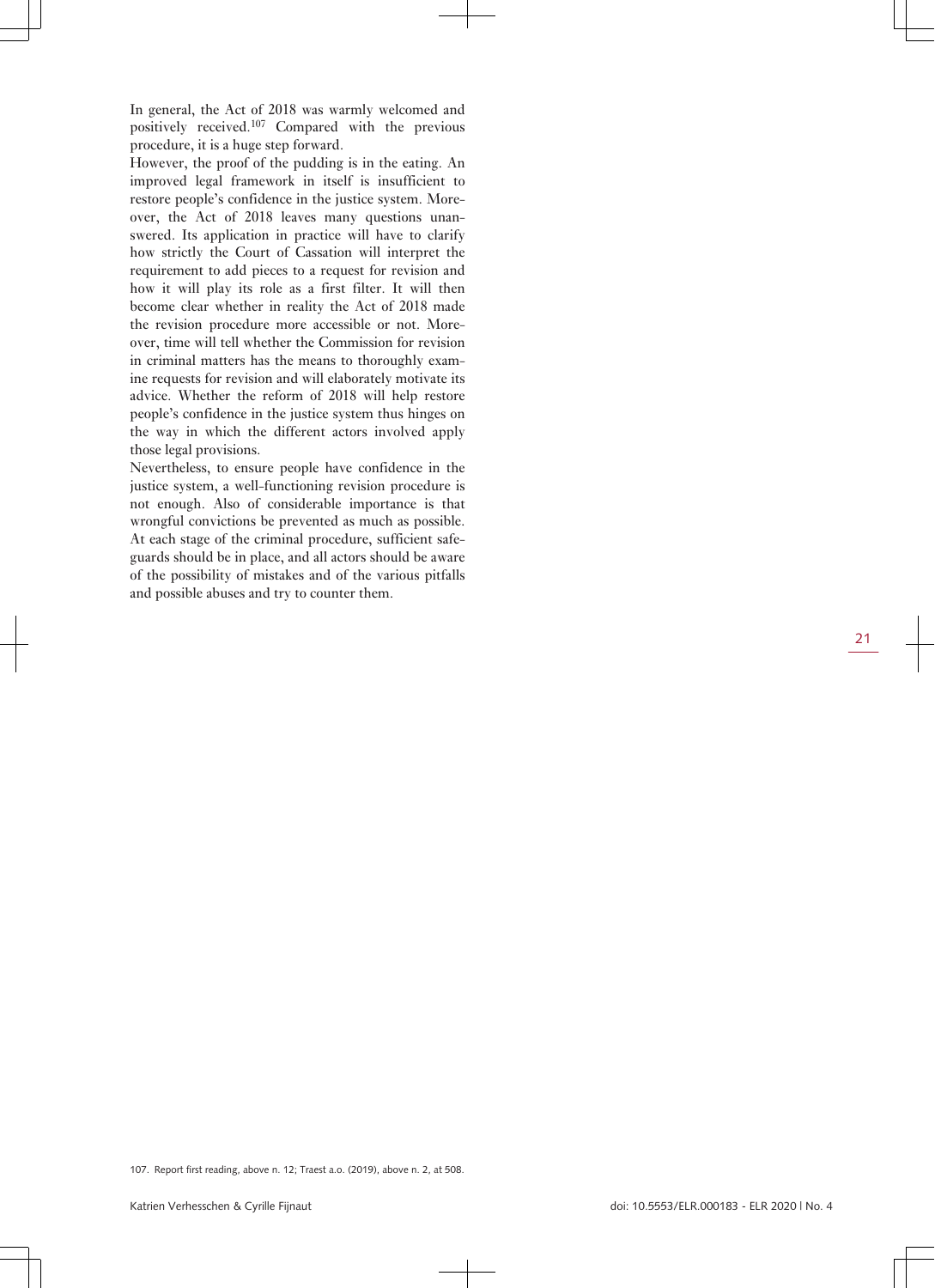In general, the Act of 2018 was warmly welcomed and positively received.[107] Compared with the previous procedure, it is a huge step forward.

However, the proof of the pudding is in the eating. An improved legal framework in itself is insufficient to restore people's confidence in the justice system. Moreover, the Act of 2018 leaves many questions unanswered. Its application in practice will have to clarify how strictly the Court of Cassation will interpret the requirement to add pieces to a request for revision and how it will play its role as a first filter. It will then become clear whether in reality the Act of 2018 made the revision procedure more accessible or not. Moreover, time will tell whether the Commission for revision in criminal matters has the means to thoroughly examine requests for revision and will elaborately motivate its advice. Whether the reform of 2018 will help restore people's confidence in the justice system thus hinges on the way in which the different actors involved apply those legal provisions.

Nevertheless, to ensure people have confidence in the justice system, a well-functioning revision procedure is not enough. Also of considerable importance is that wrongful convictions be prevented as much as possible. At each stage of the criminal procedure, sufficient safeguards should be in place, and all actors should be aware of the possibility of mistakes and of the various pitfalls and possible abuses and try to counter them.

107. Report first reading, above n. 12; Traest a.o. (2019), above n. 2, at 508.